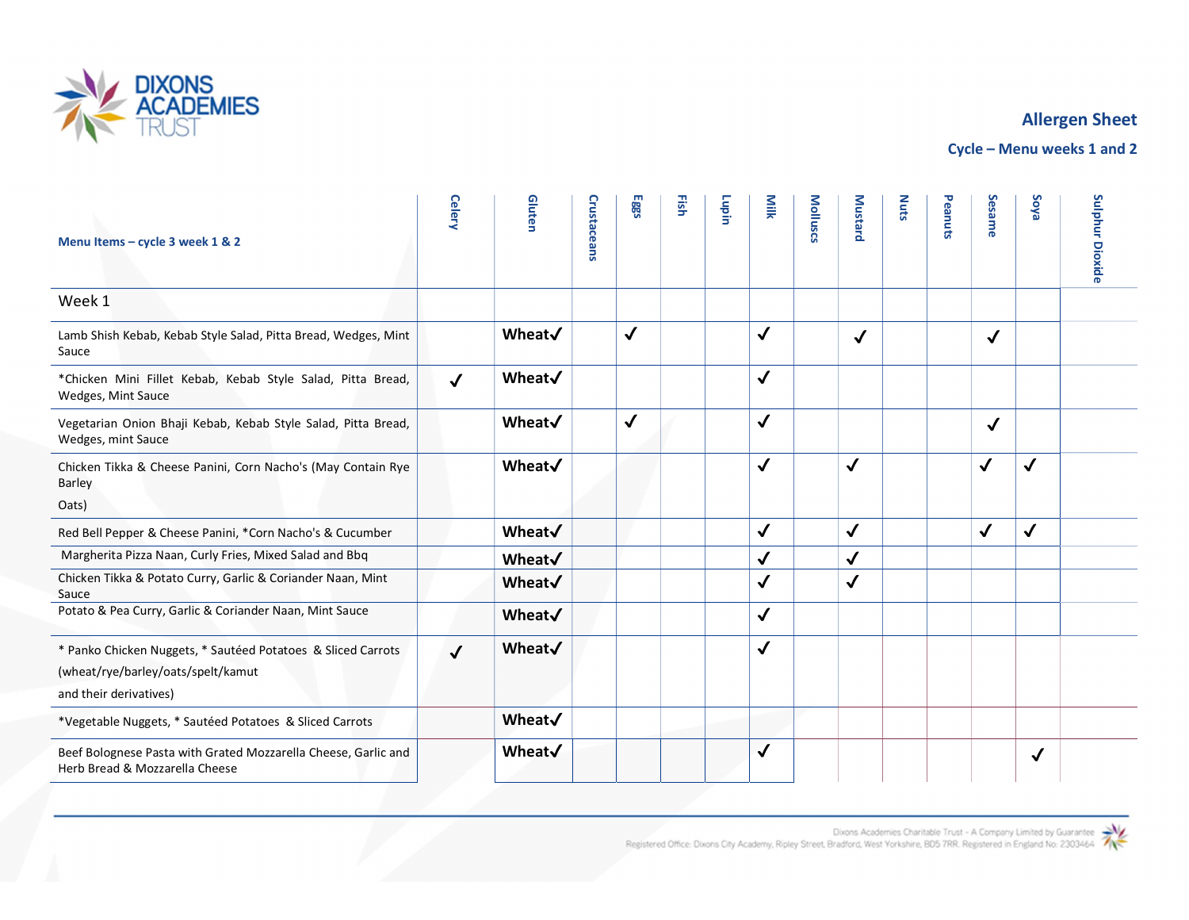DIXONS ACADEMIES TRUST

## Allergen Sheet

### Cycle – Menu weeks 1 and 2

| Menu Items – cycle 3 week 1 & 2 | Celery | Gluten | Crustaceans | Eggs | Fish | Lupin | Milk | Molluscs | Mustard | Nuts | Peanuts | Sesame | Soya | Sulphur Dioxide |
|---|---|---|---|---|---|---|---|---|---|---|---|---|---|---|
| Week 1 | | | | | | | | | | | | | | |
| Lamb Shish Kebab, Kebab Style Salad, Pitta Bread, Wedges, Mint Sauce | | Wheat✓ | | ✓ | | | ✓ | | ✓ | | | ✓ | | |
| *Chicken Mini Fillet Kebab, Kebab Style Salad, Pitta Bread, Wedges, Mint Sauce | ✓ | Wheat✓ | | | | | ✓ | | | | | | | |
| Vegetarian Onion Bhaji Kebab, Kebab Style Salad, Pitta Bread, Wedges, mint Sauce | | Wheat✓ | | ✓ | | | ✓ | | | | | ✓ | | |
| Chicken Tikka & Cheese Panini, Corn Nacho's (May Contain Rye Barley Oats) | | Wheat✓ | | | | | ✓ | | ✓ | | | ✓ | ✓ | |
| Red Bell Pepper & Cheese Panini, *Corn Nacho's & Cucumber | | Wheat✓ | | | | | ✓ | | ✓ | | | ✓ | ✓ | |
| Margherita Pizza Naan, Curly Fries, Mixed Salad and Bbq | | Wheat✓ | | | | | ✓ | | ✓ | | | | | |
| Chicken Tikka & Potato Curry, Garlic & Coriander Naan, Mint Sauce | | Wheat✓ | | | | | ✓ | | ✓ | | | | | |
| Potato & Pea Curry, Garlic & Coriander Naan, Mint Sauce | | Wheat✓ | | | | | ✓ | | | | | | | |
| * Panko Chicken Nuggets, * Sautéed Potatoes & Sliced Carrots (wheat/rye/barley/oats/spelt/kamut and their derivatives) | ✓ | Wheat✓ | | | | | ✓ | | | | | | | |
| *Vegetable Nuggets, * Sautéed Potatoes & Sliced Carrots | | Wheat✓ | | | | | | | | | | | | |
| Beef Bolognese Pasta with Grated Mozzarella Cheese, Garlic and Herb Bread & Mozzarella Cheese | | Wheat✓ | | | | | ✓ | | | | | | ✓ | |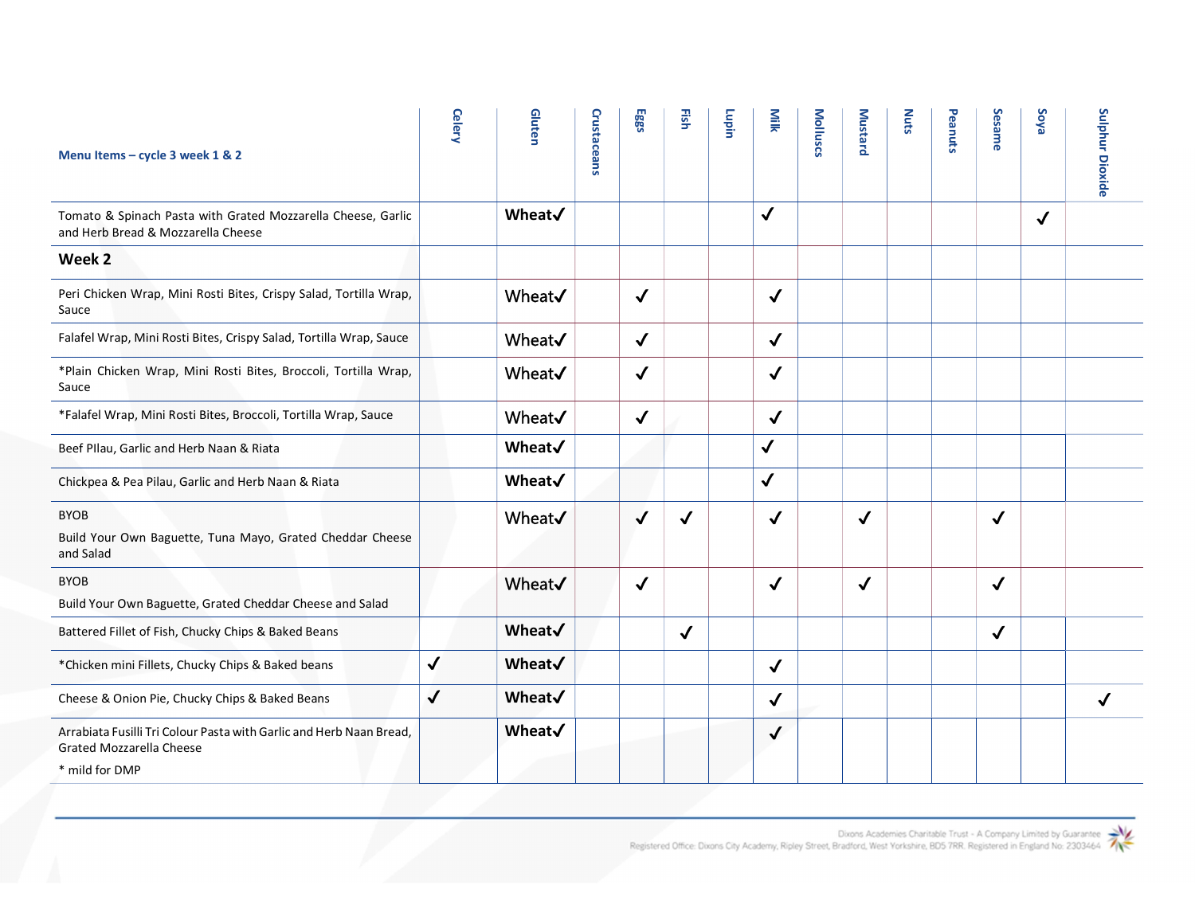| Menu Items – cycle 3 week 1 & 2 | Celery | Gluten | Crustaceans | Eggs | Fish | Lupin | Milk | Molluscs | Mustard | Nuts | Peanuts | Sesame | Soya | Sulphur Dioxide |
|---|---|---|---|---|---|---|---|---|---|---|---|---|---|---|
| Tomato & Spinach Pasta with Grated Mozzarella Cheese, Garlic and Herb Bread & Mozzarella Cheese | | Wheat✓ | | | | | ✓ | | | | | | ✓ | |
| **Week 2** | | | | | | | | | | | | | | |
| Peri Chicken Wrap, Mini Rosti Bites, Crispy Salad, Tortilla Wrap, Sauce | | Wheat✓ | | ✓ | | | ✓ | | | | | | | |
| Falafel Wrap, Mini Rosti Bites, Crispy Salad, Tortilla Wrap, Sauce | | Wheat✓ | | ✓ | | | ✓ | | | | | | | |
| *Plain Chicken Wrap, Mini Rosti Bites, Broccoli, Tortilla Wrap, Sauce | | Wheat✓ | | ✓ | | | ✓ | | | | | | | |
| *Falafel Wrap, Mini Rosti Bites, Broccoli, Tortilla Wrap, Sauce | | Wheat✓ | | ✓ | | | ✓ | | | | | | | |
| Beef PIlau, Garlic and Herb Naan & Riata | | Wheat✓ | | | | | ✓ | | | | | | | |
| Chickpea & Pea Pilau, Garlic and Herb Naan & Riata | | Wheat✓ | | | | | ✓ | | | | | | | |
| BYOB<br>Build Your Own Baguette, Tuna Mayo, Grated Cheddar Cheese and Salad | | Wheat✓ | | ✓ | ✓ | | ✓ | | ✓ | | | ✓ | | |
| BYOB<br>Build Your Own Baguette, Grated Cheddar Cheese and Salad | | Wheat✓ | | ✓ | | | ✓ | | ✓ | | | ✓ | | |
| Battered Fillet of Fish, Chucky Chips & Baked Beans | | Wheat✓ | | | ✓ | | | | | | | ✓ | | |
| *Chicken mini Fillets, Chucky Chips & Baked beans | ✓ | Wheat✓ | | | | | ✓ | | | | | | | |
| Cheese & Onion Pie, Chucky Chips & Baked Beans | ✓ | Wheat✓ | | | | | ✓ | | | | | | | ✓ |
| Arrabiata Fusilli Tri Colour Pasta with Garlic and Herb Naan Bread, Grated Mozzarella Cheese<br>* mild for DMP | | Wheat✓ | | | | | ✓ | | | | | | | |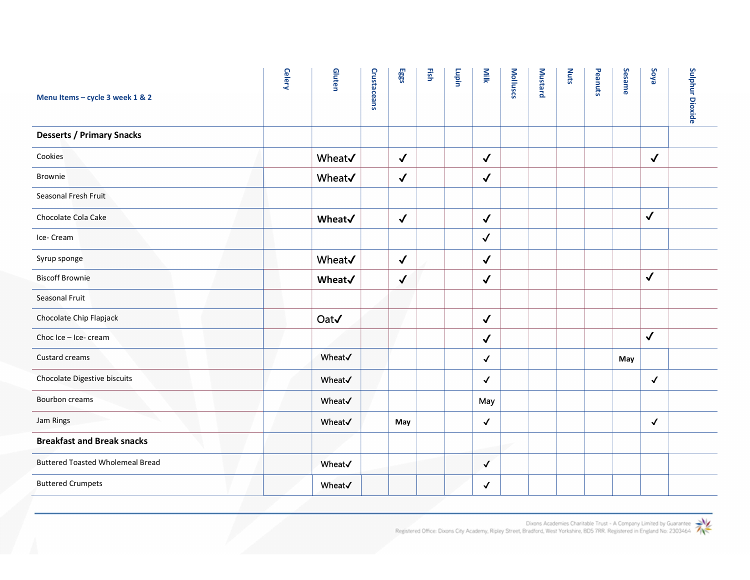| Menu Items – cycle 3 week 1 & 2 | Celery | Gluten | Crustaceans | Eggs | Fish | Lupin | Milk | Molluscs | Mustard | Nuts | Peanuts | Sesame | Soya | Sulphur Dioxide |
|---|---|---|---|---|---|---|---|---|---|---|---|---|---|---|
| **Desserts / Primary Snacks** | | | | | | | | | | | | | | |
| Cookies | | Wheat✓ | | ✓ | | | ✓ | | | | | | ✓ | |
| Brownie | | Wheat✓ | | ✓ | | | ✓ | | | | | | | |
| Seasonal Fresh Fruit | | | | | | | | | | | | | | |
| Chocolate Cola Cake | | Wheat✓ | | ✓ | | | ✓ | | | | | | ✓ | |
| Ice- Cream | | | | | | | ✓ | | | | | | | |
| Syrup sponge | | Wheat✓ | | ✓ | | | ✓ | | | | | | | |
| Biscoff Brownie | | Wheat✓ | | ✓ | | | ✓ | | | | | | ✓ | |
| Seasonal Fruit | | | | | | | | | | | | | | |
| Chocolate Chip Flapjack | | Oat✓ | | | | | ✓ | | | | | | | |
| Choc Ice – Ice- cream | | | | | | | ✓ | | | | | | ✓ | |
| Custard creams | | Wheat✓ | | | | | ✓ | | | | | May | | |
| Chocolate Digestive biscuits | | Wheat✓ | | | | | ✓ | | | | | | ✓ | |
| Bourbon creams | | Wheat✓ | | | | | May | | | | | | | |
| Jam Rings | | Wheat✓ | | May | | | ✓ | | | | | | ✓ | |
| **Breakfast and Break snacks** | | | | | | | | | | | | | | |
| Buttered Toasted Wholemeal Bread | | Wheat✓ | | | | | ✓ | | | | | | | |
| Buttered Crumpets | | Wheat✓ | | | | | ✓ | | | | | | | |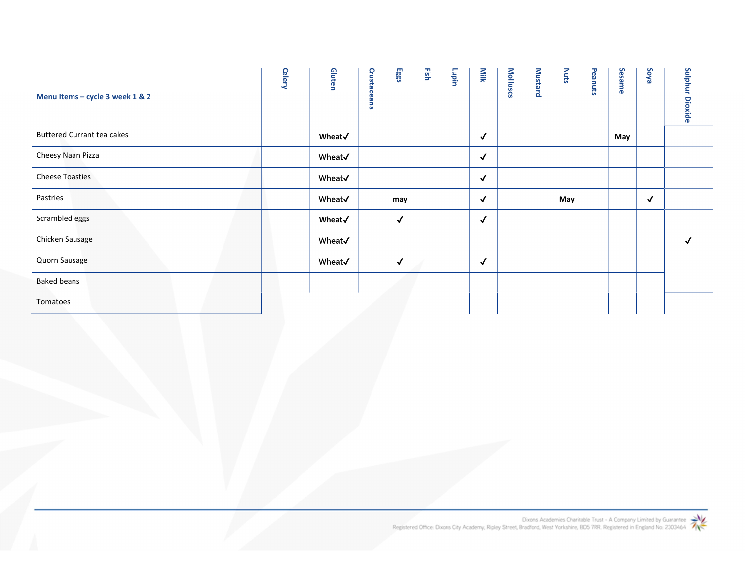| Menu Items – cycle 3 week 1 & 2 | Celery | Gluten | Crustaceans | Eggs | Fish | Lupin | Milk | Molluscs | Mustard | Nuts | Peanuts | Sesame | Soya | Sulphur Dioxide |
|---|---|---|---|---|---|---|---|---|---|---|---|---|---|---|
| Buttered Currant tea cakes | | Wheat✓ | | | | | ✓ | | | | | May | | |
| Cheesy Naan Pizza | | Wheat✓ | | | | | ✓ | | | | | | | |
| Cheese Toasties | | Wheat✓ | | | | | ✓ | | | | | | | |
| Pastries | | Wheat✓ | | may | | | ✓ | | | May | | | ✓ | |
| Scrambled eggs | | Wheat✓ | | ✓ | | | ✓ | | | | | | | |
| Chicken Sausage | | Wheat✓ | | | | | | | | | | | | ✓ |
| Quorn Sausage | | Wheat✓ | | ✓ | | | ✓ | | | | | | | |
| Baked beans | | | | | | | | | | | | | | |
| Tomatoes | | | | | | | | | | | | | | |